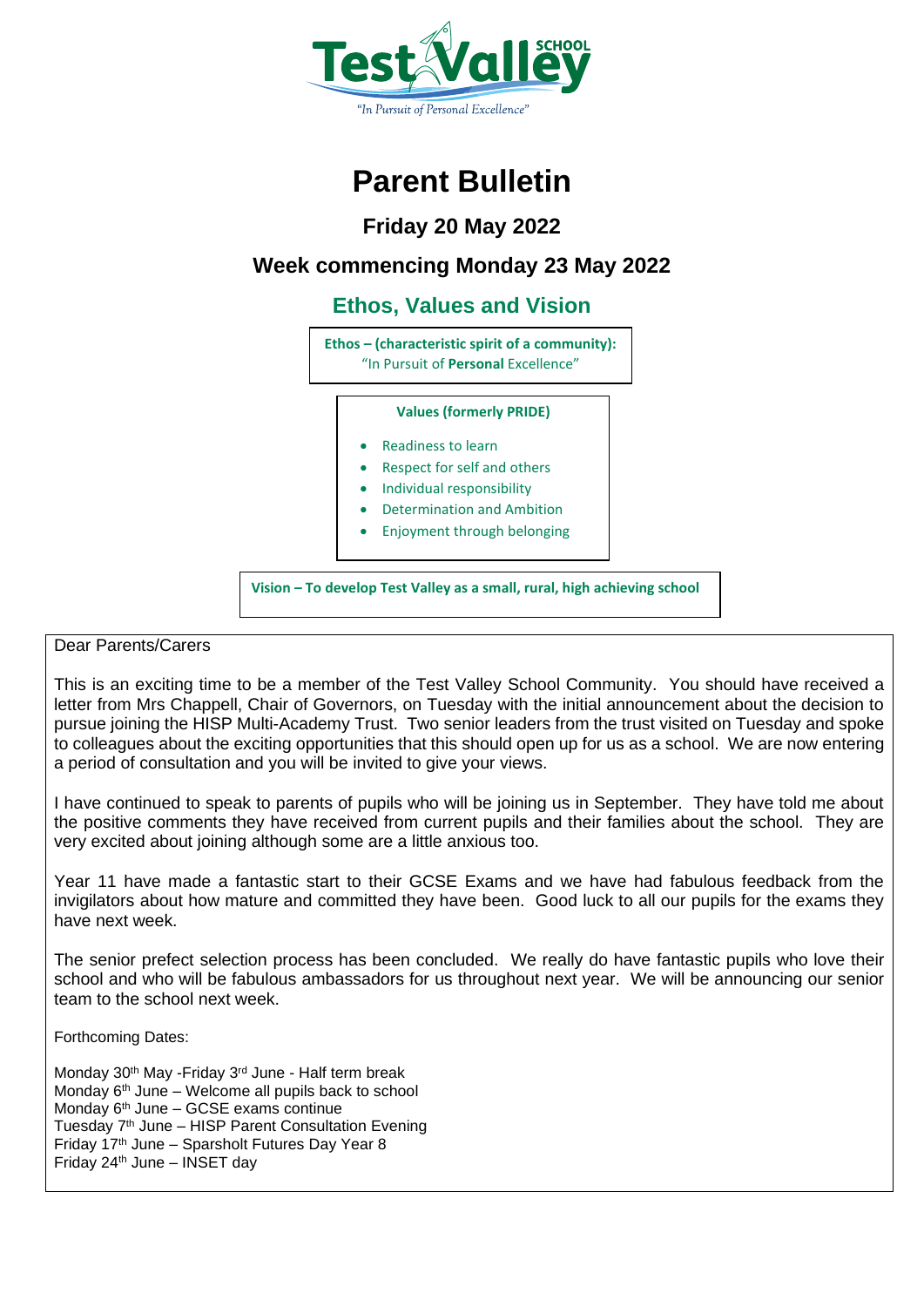Test Valley SCHOOL

"In Pursuit of Personal Excellence"

# Parent Bulletin

## Friday 20 May 2022

## Week commencing Monday 23 May 2022

## Ethos, Values and Vision

**Ethos – (characteristic spirit of a community):**
"In Pursuit of **Personal** Excellence"

**Values (formerly PRIDE)**

- Readiness to learn
- Respect for self and others
- Individual responsibility
- Determination and Ambition
- Enjoyment through belonging

**Vision – To develop Test Valley as a small, rural, high achieving school**

Dear Parents/Carers

This is an exciting time to be a member of the Test Valley School Community. You should have received a letter from Mrs Chappell, Chair of Governors, on Tuesday with the initial announcement about the decision to pursue joining the HISP Multi-Academy Trust. Two senior leaders from the trust visited on Tuesday and spoke to colleagues about the exciting opportunities that this should open up for us as a school. We are now entering a period of consultation and you will be invited to give your views.

I have continued to speak to parents of pupils who will be joining us in September. They have told me about the positive comments they have received from current pupils and their families about the school. They are very excited about joining although some are a little anxious too.

Year 11 have made a fantastic start to their GCSE Exams and we have had fabulous feedback from the invigilators about how mature and committed they have been. Good luck to all our pupils for the exams they have next week.

The senior prefect selection process has been concluded. We really do have fantastic pupils who love their school and who will be fabulous ambassadors for us throughout next year. We will be announcing our senior team to the school next week.

Forthcoming Dates:

Monday 30th May -Friday 3rd June - Half term break
Monday 6th June – Welcome all pupils back to school
Monday 6th June – GCSE exams continue
Tuesday 7th June – HISP Parent Consultation Evening
Friday 17th June – Sparsholt Futures Day Year 8
Friday 24th June – INSET day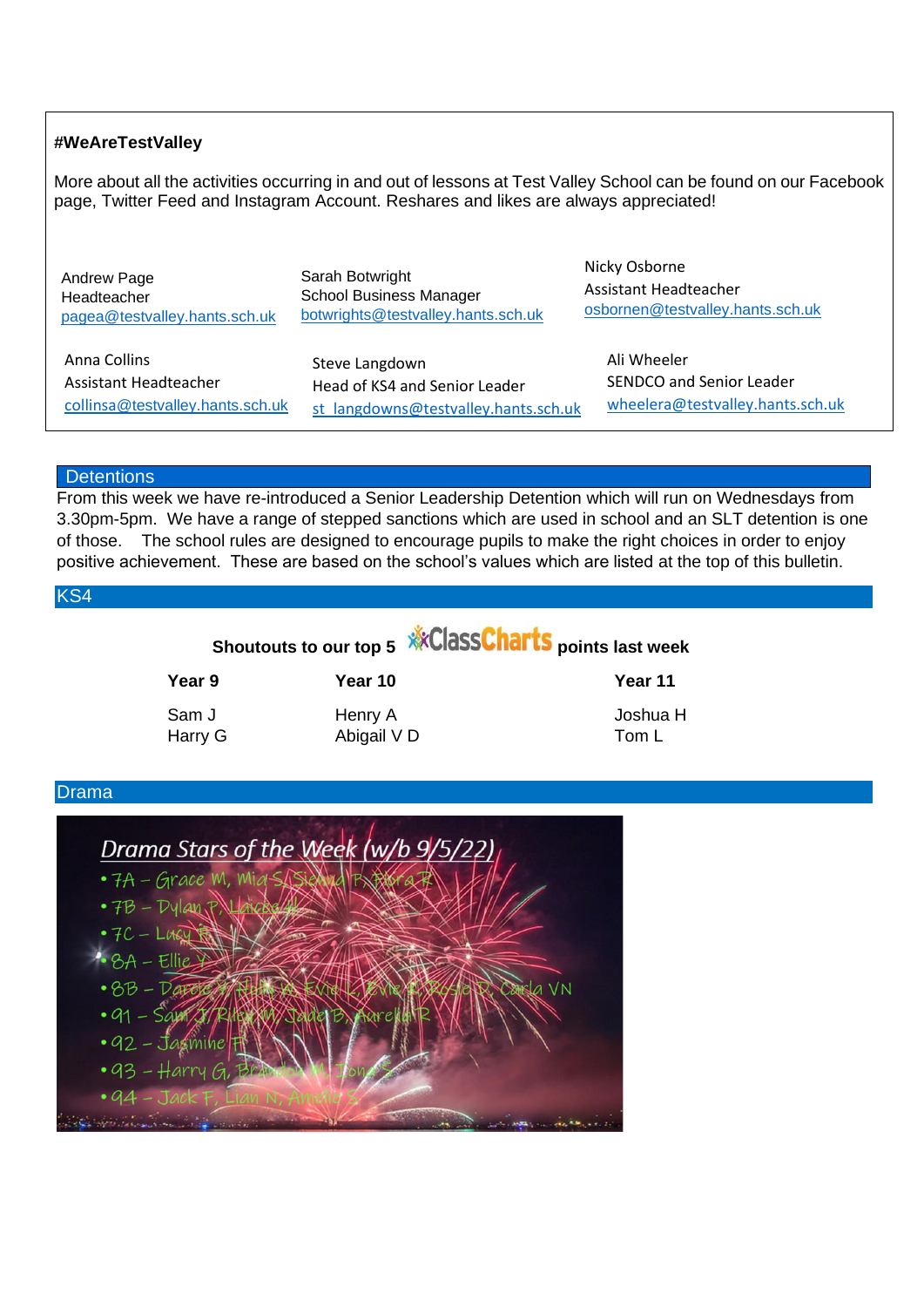**#WeAreTestValley**

More about all the activities occurring in and out of lessons at Test Valley School can be found on our Facebook page, Twitter Feed and Instagram Account. Reshares and likes are always appreciated!

| | | |
|---|---|---|
| Andrew Page<br>Headteacher<br>pagea@testvalley.hants.sch.uk | Sarah Botwright<br>School Business Manager<br>botwrights@testvalley.hants.sch.uk | Nicky Osborne<br>Assistant Headteacher<br>osbornen@testvalley.hants.sch.uk |
| Anna Collins<br>Assistant Headteacher<br>collinsa@testvalley.hants.sch.uk | Steve Langdown<br>Head of KS4 and Senior Leader<br>st_langdowns@testvalley.hants.sch.uk | Ali Wheeler<br>SENDCO and Senior Leader<br>wheelera@testvalley.hants.sch.uk |

## Detentions

From this week we have re-introduced a Senior Leadership Detention which will run on Wednesdays from 3.30pm-5pm. We have a range of stepped sanctions which are used in school and an SLT detention is one of those. The school rules are designed to encourage pupils to make the right choices in order to enjoy positive achievement. These are based on the school's values which are listed at the top of this bulletin.

## KS4

**Shoutouts to our top 5 ClassCharts points last week**

| Year 9 | Year 10 | Year 11 |
|---|---|---|
| Sam J | Henry A | Joshua H |
| Harry G | Abigail V D | Tom L |

## Drama

*Drama Stars of the Week (w/b 9/5/22)*

- 7A – Grace M, Mia S, Sienna P, Flora R
- 7B – Dylan P, Laicee H
- 7C – Lucy F
- 8A – Ellie Y
- 8B – Darcie Y, Holly W, Evie L, Evie R, Rosie D, Carla VN
- 91 – Sam J, Riley W, Jade B, Aurelia R
- 92 – Jasmine F
- 93 – Harry G, Brandon M, Jona S
- 94 – Jack F, Lian N, Amelie S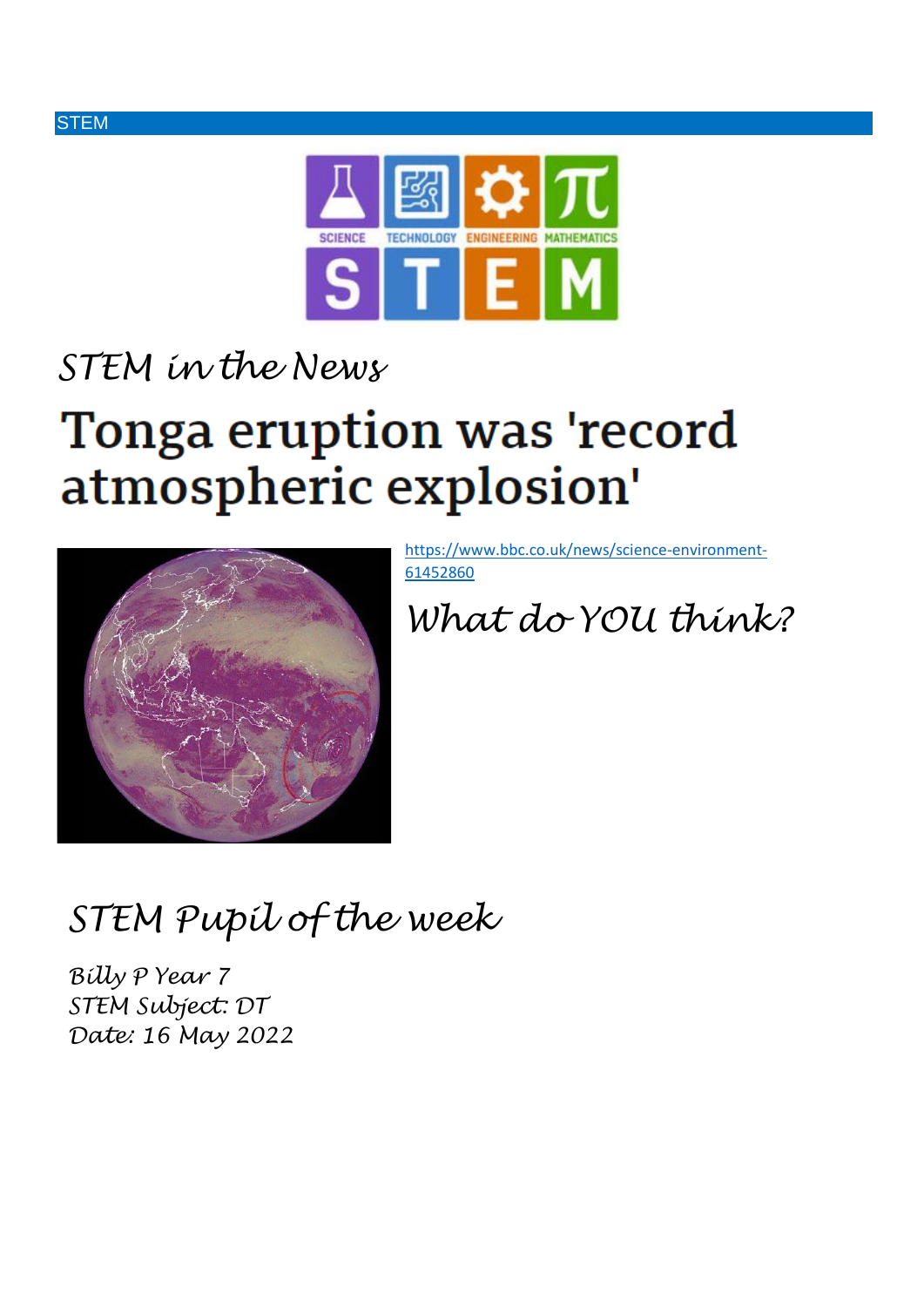STEM

## *STEM in the News*

# Tonga eruption was 'record atmospheric explosion'

https://www.bbc.co.uk/news/science-environment-61452860

## *What do YOU think?*

## *STEM Pupil of the week*

*Billy P Year 7*
*STEM Subject: DT*
*Date: 16 May 2022*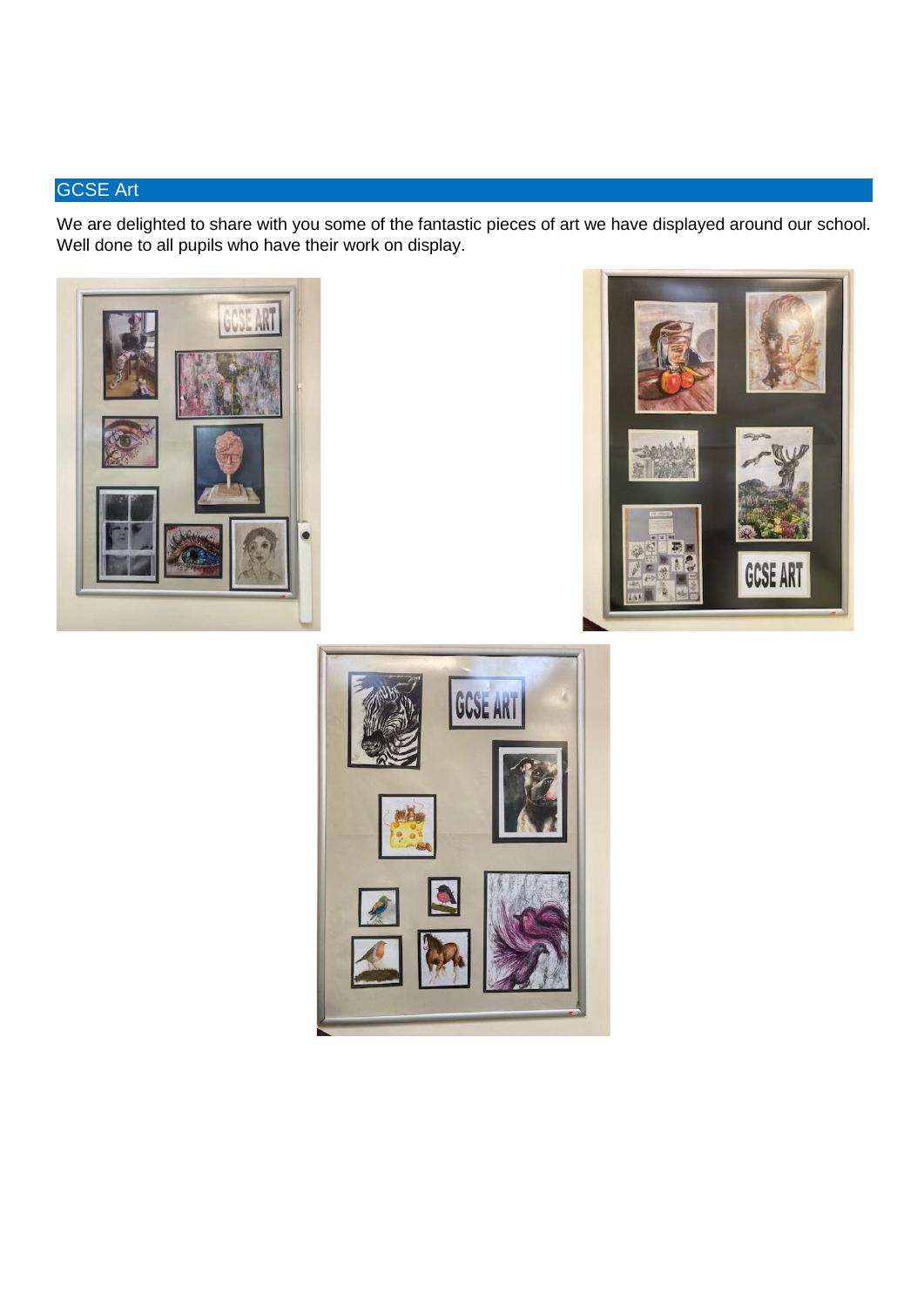## GCSE Art

We are delighted to share with you some of the fantastic pieces of art we have displayed around our school. Well done to all pupils who have their work on display.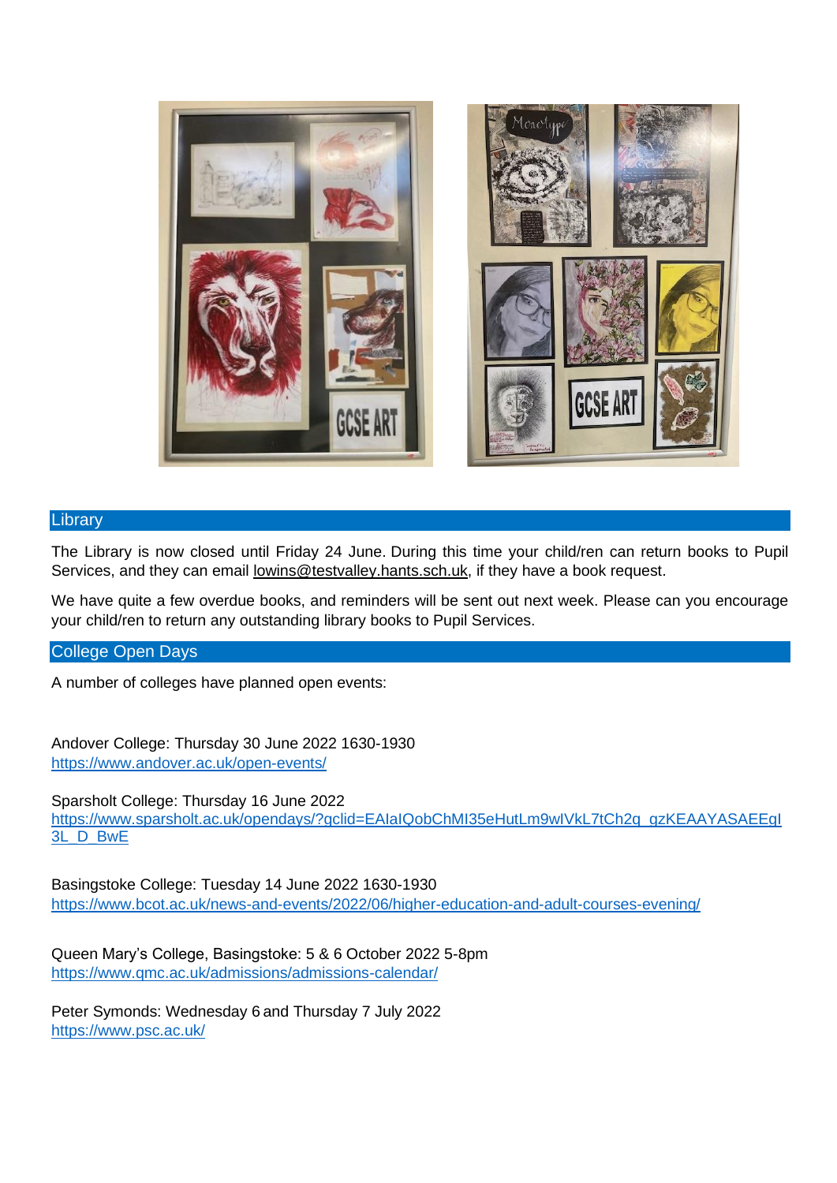## Library

The Library is now closed until Friday 24 June. During this time your child/ren can return books to Pupil Services, and they can email lowins@testvalley.hants.sch.uk, if they have a book request.

We have quite a few overdue books, and reminders will be sent out next week. Please can you encourage your child/ren to return any outstanding library books to Pupil Services.

## College Open Days

A number of colleges have planned open events:

Andover College: Thursday 30 June 2022 1630-1930
https://www.andover.ac.uk/open-events/

Sparsholt College: Thursday 16 June 2022
https://www.sparsholt.ac.uk/opendays/?gclid=EAIaIQobChMI35eHutLm9wIVkL7tCh2q_gzKEAAYASAEEgI3L_D_BwE

Basingstoke College: Tuesday 14 June 2022 1630-1930
https://www.bcot.ac.uk/news-and-events/2022/06/higher-education-and-adult-courses-evening/

Queen Mary's College, Basingstoke: 5 & 6 October 2022 5-8pm
https://www.qmc.ac.uk/admissions/admissions-calendar/

Peter Symonds: Wednesday 6 and Thursday 7 July 2022
https://www.psc.ac.uk/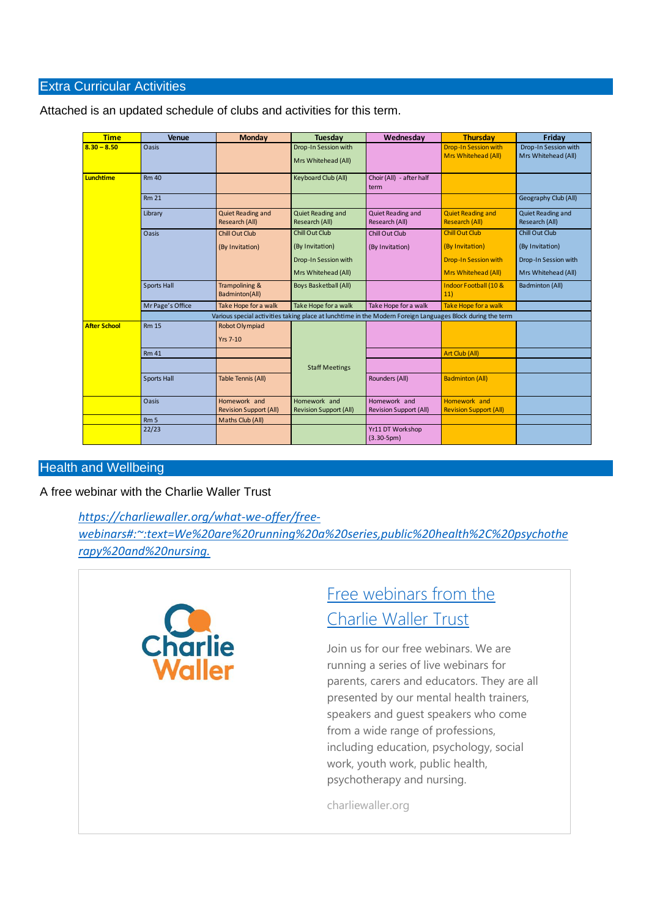## Extra Curricular Activities

Attached is an updated schedule of clubs and activities for this term.

| Time | Venue | Monday | Tuesday | Wednesday | Thursday | Friday |
|---|---|---|---|---|---|---|
| 8.30 – 8.50 | Oasis | | Drop-In Session with Mrs Whitehead (All) | | Drop-In Session with Mrs Whitehead (All) | Drop-In Session with Mrs Whitehead (All) |
| Lunchtime | Rm 40 | | Keyboard Club (All) | Choir (All) - after half term | | |
| | Rm 21 | | | | | Geography Club (All) |
| | Library | Quiet Reading and Research (All) | Quiet Reading and Research (All) | Quiet Reading and Research (All) | Quiet Reading and Research (All) | Quiet Reading and Research (All) |
| | Oasis | Chill Out Club (By Invitation) | Chill Out Club (By Invitation) Drop-In Session with Mrs Whitehead (All) | Chill Out Club (By Invitation) | Chill Out Club (By Invitation) Drop-In Session with Mrs Whitehead (All) | Chill Out Club (By Invitation) Drop-In Session with Mrs Whitehead (All) |
| | Sports Hall | Trampolining & Badminton(All) | Boys Basketball (All) | | Indoor Football (10 & 11) | Badminton (All) |
| | Mr Page's Office | Take Hope for a walk | Take Hope for a walk | Take Hope for a walk | Take Hope for a walk | |
| | Various special activities taking place at lunchtime in the Modern Foreign Languages Block during the term | | | | | |
| After School | Rm 15 | Robot Olympiad Yrs 7-10 | Staff Meetings | | | |
| | Rm 41 | | | | Art Club (All) | |
| | | | | | | |
| | Sports Hall | Table Tennis (All) | | Rounders (All) | Badminton (All) | |
| | Oasis | Homework and Revision Support (All) | Homework and Revision Support (All) | Homework and Revision Support (All) | Homework and Revision Support (All) | |
| | Rm 5 | Maths Club (All) | | | | |
| | 22/23 | | | Yr11 DT Workshop (3.30-5pm) | | |

## Health and Wellbeing

A free webinar with the Charlie Waller Trust

*https://charliewaller.org/what-we-offer/free-webinars#:~:text=We%20are%20running%20a%20series,public%20health%2C%20psychotherapy%20and%20nursing.*

Charlie Waller

### Free webinars from the Charlie Waller Trust

Join us for our free webinars. We are running a series of live webinars for parents, carers and educators. They are all presented by our mental health trainers, speakers and guest speakers who come from a wide range of professions, including education, psychology, social work, youth work, public health, psychotherapy and nursing.

charliewaller.org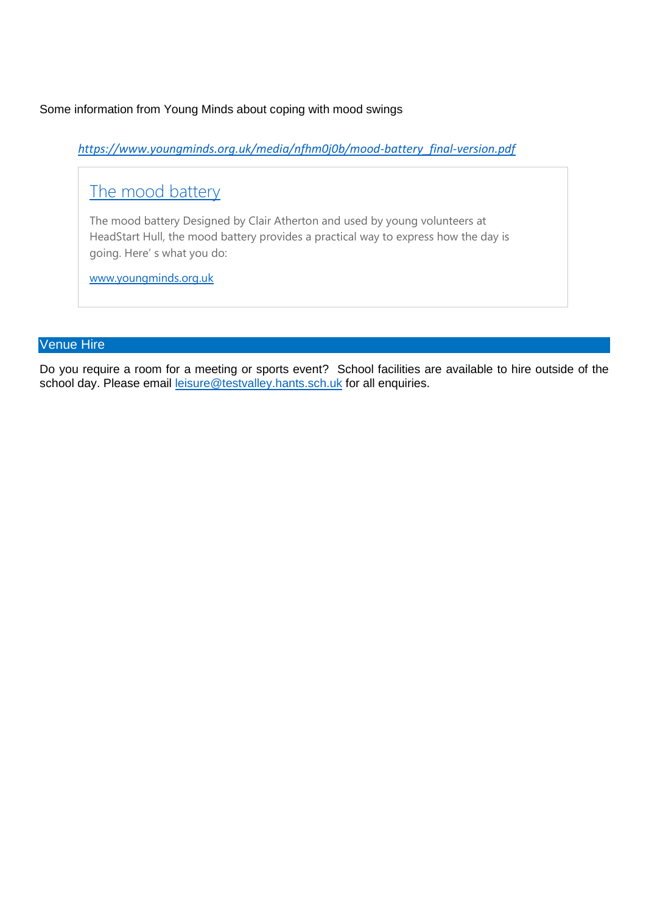Some information from Young Minds about coping with mood swings

*https://www.youngminds.org.uk/media/nfhm0j0b/mood-battery_final-version.pdf*

### The mood battery

The mood battery Designed by Clair Atherton and used by young volunteers at HeadStart Hull, the mood battery provides a practical way to express how the day is going. Here' s what you do:

www.youngminds.org.uk

## Venue Hire

Do you require a room for a meeting or sports event? School facilities are available to hire outside of the school day. Please email leisure@testvalley.hants.sch.uk for all enquiries.